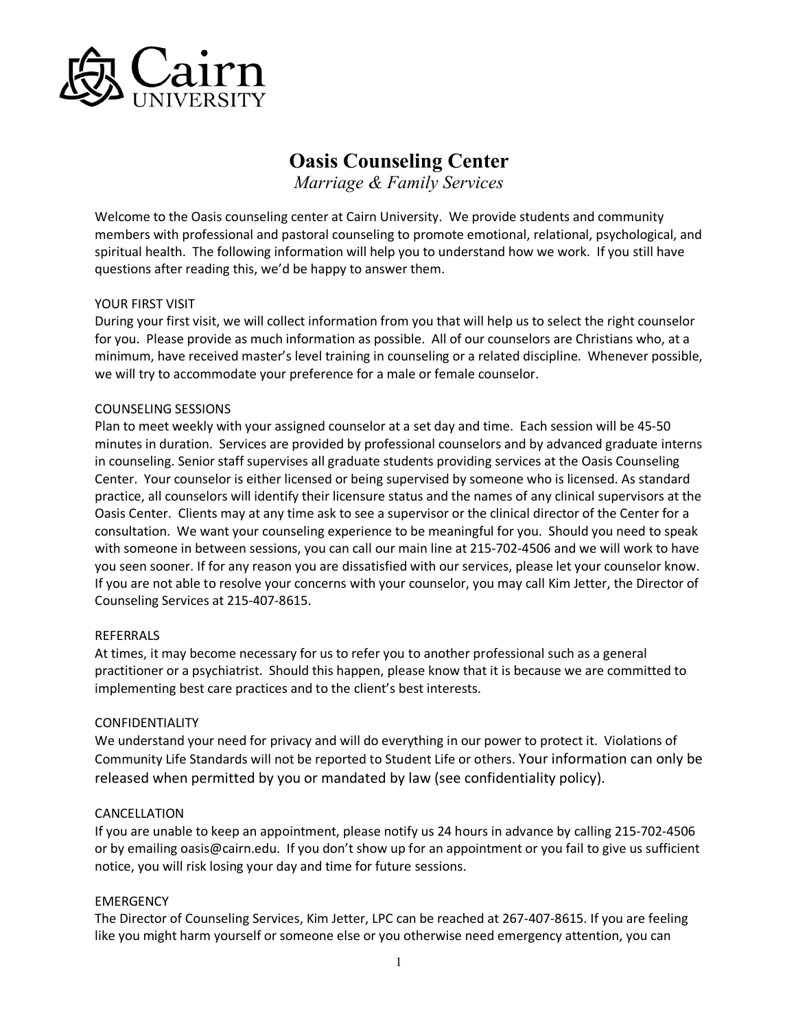Cairn UNIVERSITY

# Oasis Counseling Center

*Marriage & Family Services*

Welcome to the Oasis counseling center at Cairn University. We provide students and community members with professional and pastoral counseling to promote emotional, relational, psychological, and spiritual health. The following information will help you to understand how we work. If you still have questions after reading this, we'd be happy to answer them.

## YOUR FIRST VISIT

During your first visit, we will collect information from you that will help us to select the right counselor for you. Please provide as much information as possible. All of our counselors are Christians who, at a minimum, have received master's level training in counseling or a related discipline. Whenever possible, we will try to accommodate your preference for a male or female counselor.

## COUNSELING SESSIONS

Plan to meet weekly with your assigned counselor at a set day and time. Each session will be 45-50 minutes in duration. Services are provided by professional counselors and by advanced graduate interns in counseling. Senior staff supervises all graduate students providing services at the Oasis Counseling Center. Your counselor is either licensed or being supervised by someone who is licensed. As standard practice, all counselors will identify their licensure status and the names of any clinical supervisors at the Oasis Center. Clients may at any time ask to see a supervisor or the clinical director of the Center for a consultation. We want your counseling experience to be meaningful for you. Should you need to speak with someone in between sessions, you can call our main line at 215-702-4506 and we will work to have you seen sooner. If for any reason you are dissatisfied with our services, please let your counselor know. If you are not able to resolve your concerns with your counselor, you may call Kim Jetter, the Director of Counseling Services at 215-407-8615.

## REFERRALS

At times, it may become necessary for us to refer you to another professional such as a general practitioner or a psychiatrist. Should this happen, please know that it is because we are committed to implementing best care practices and to the client's best interests.

## CONFIDENTIALITY

We understand your need for privacy and will do everything in our power to protect it. Violations of Community Life Standards will not be reported to Student Life or others. Your information can only be released when permitted by you or mandated by law (see confidentiality policy).

## CANCELLATION

If you are unable to keep an appointment, please notify us 24 hours in advance by calling 215-702-4506 or by emailing oasis@cairn.edu. If you don't show up for an appointment or you fail to give us sufficient notice, you will risk losing your day and time for future sessions.

## EMERGENCY

The Director of Counseling Services, Kim Jetter, LPC can be reached at 267-407-8615. If you are feeling like you might harm yourself or someone else or you otherwise need emergency attention, you can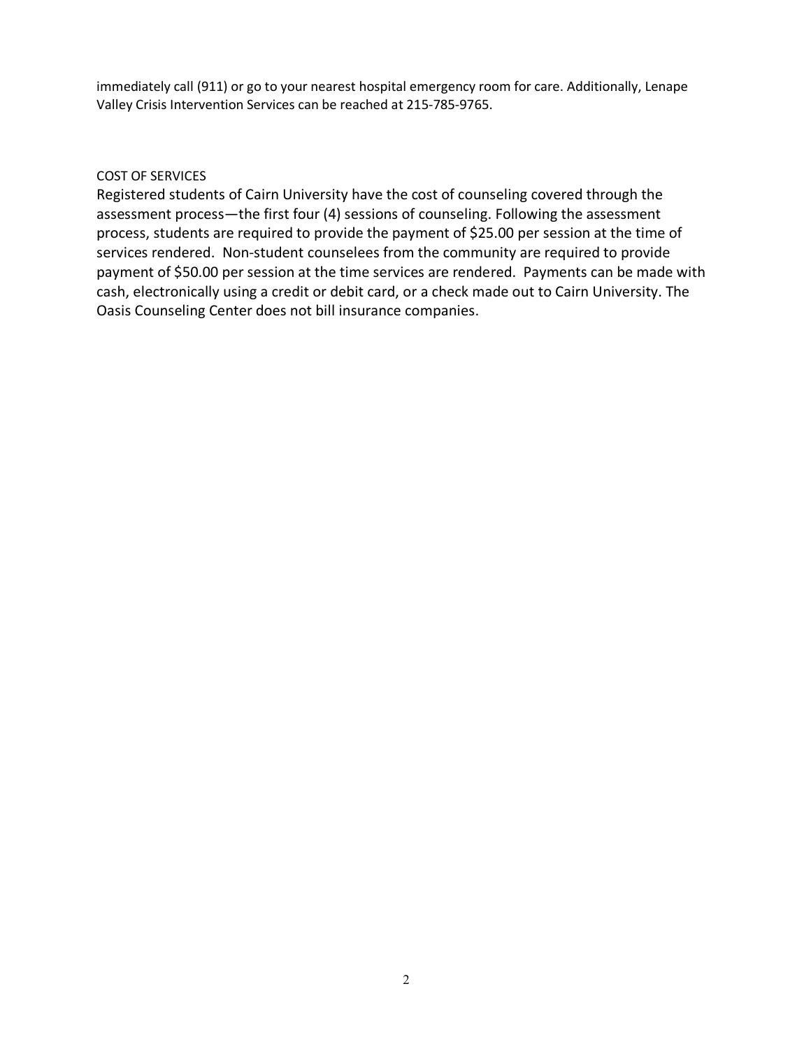immediately call (911) or go to your nearest hospital emergency room for care. Additionally, Lenape Valley Crisis Intervention Services can be reached at 215-785-9765.

## COST OF SERVICES

Registered students of Cairn University have the cost of counseling covered through the assessment process—the first four (4) sessions of counseling. Following the assessment process, students are required to provide the payment of $25.00 per session at the time of services rendered. Non-student counselees from the community are required to provide payment of $50.00 per session at the time services are rendered. Payments can be made with cash, electronically using a credit or debit card, or a check made out to Cairn University. The Oasis Counseling Center does not bill insurance companies.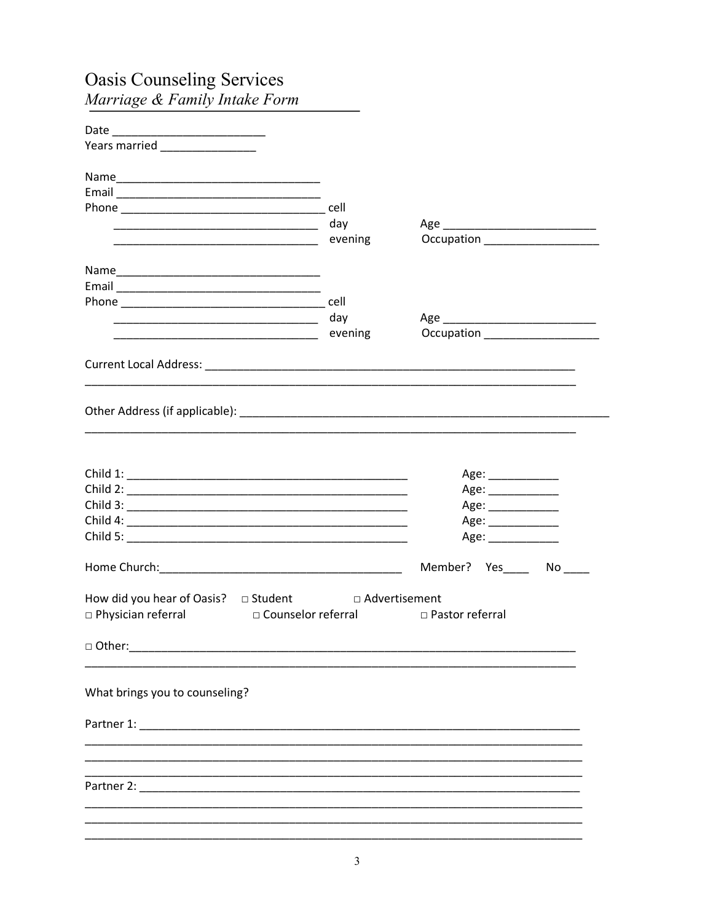# Oasis Counseling Services

*Marriage & Family Intake Form*

Date ________________________
Years married _______________

Name________________________________
Email ________________________________
Phone ________________________________ cell
________________________________ day          Age ________________________
________________________________ evening     Occupation __________________

Name________________________________
Email ________________________________
Phone ________________________________ cell
________________________________ day          Age ________________________
________________________________ evening     Occupation __________________

Current Local Address: ____________________________________________________________
_______________________________________________________________________________

Other Address (if applicable): ______________________________________________________________
_______________________________________________________________________________

Child 1: ____________________________________________     Age: ___________
Child 2: ____________________________________________     Age: ___________
Child 3: ____________________________________________     Age: ___________
Child 4: ____________________________________________     Age: ___________
Child 5: ____________________________________________     Age: ___________

Home Church:______________________________________     Member?   Yes____   No ____

How did you hear of Oasis?   □ Student   □ Advertisement
□ Physician referral   □ Counselor referral   □ Pastor referral

□ Other:_______________________________________________________________________
_______________________________________________________________________________

What brings you to counseling?

Partner 1: _____________________________________________________________________
_______________________________________________________________________________
_______________________________________________________________________________
_______________________________________________________________________________

Partner 2: _____________________________________________________________________
_______________________________________________________________________________
_______________________________________________________________________________
_______________________________________________________________________________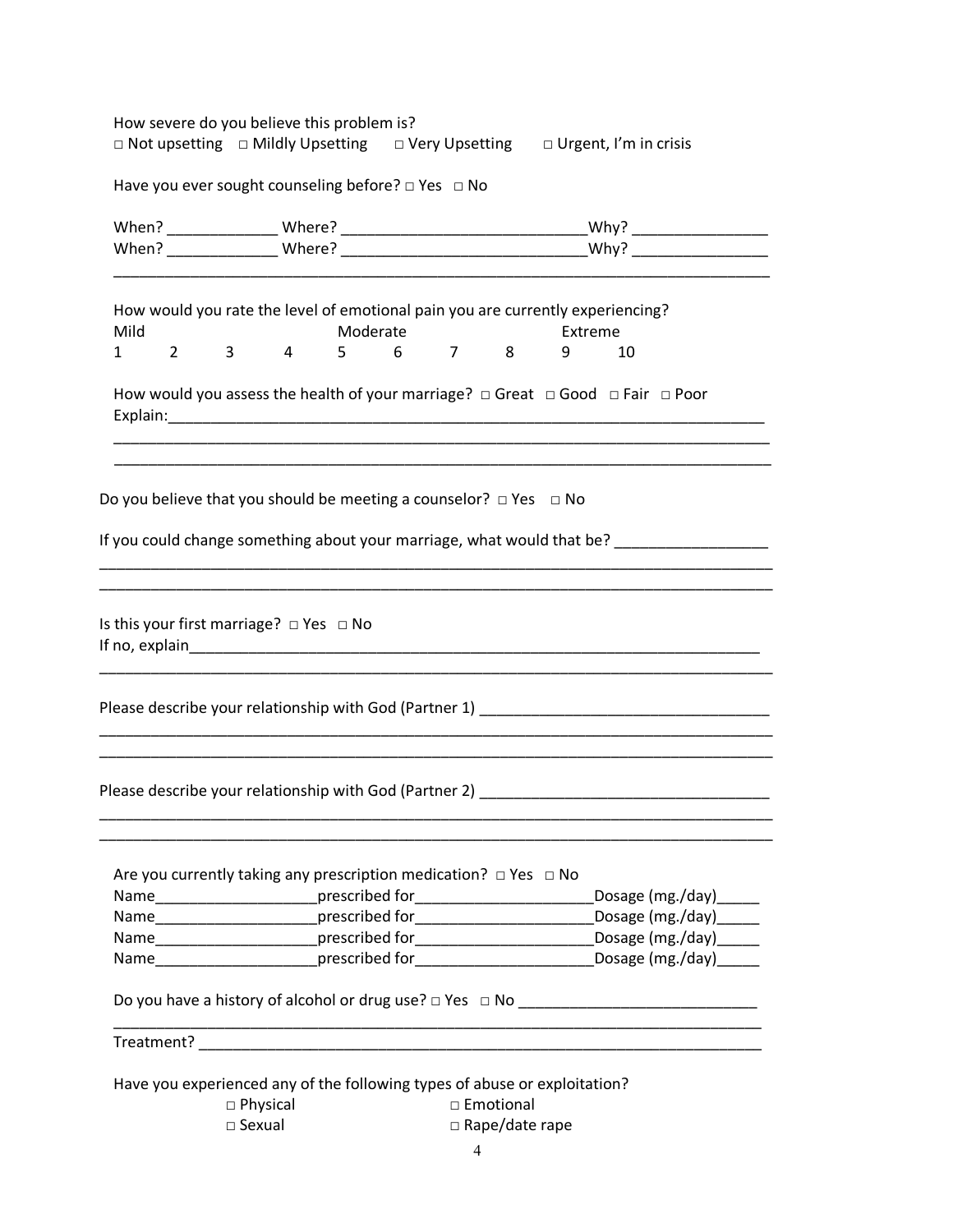How severe do you believe this problem is?
□ Not upsetting □ Mildly Upsetting □ Very Upsetting □ Urgent, I'm in crisis

Have you ever sought counseling before? □ Yes □ No

When? _____________ Where? _____________________________Why? ________________
When? _____________ Where? _____________________________Why? ________________
_______________________________________________________________________________

How would you rate the level of emotional pain you are currently experiencing?

| Mild | | | | Moderate | | | | Extreme | |
|---|---|---|---|---|---|---|---|---|---|
| 1 | 2 | 3 | 4 | 5 | 6 | 7 | 8 | 9 | 10 |

How would you assess the health of your marriage? □ Great □ Good □ Fair □ Poor
Explain:________________________________________________________________________
_______________________________________________________________________________
_______________________________________________________________________________

Do you believe that you should be meeting a counselor? □ Yes □ No

If you could change something about your marriage, what would that be? __________________
_______________________________________________________________________________
_______________________________________________________________________________

Is this your first marriage? □ Yes □ No
If no, explain__________________________________________________________________
_______________________________________________________________________________

Please describe your relationship with God (Partner 1) _________________________________
_______________________________________________________________________________
_______________________________________________________________________________

Please describe your relationship with God (Partner 2) _________________________________
_______________________________________________________________________________
_______________________________________________________________________________

Are you currently taking any prescription medication? □ Yes □ No
Name___________________prescribed for_____________________Dosage (mg./day)_____
Name___________________prescribed for_____________________Dosage (mg./day)_____
Name___________________prescribed for_____________________Dosage (mg./day)_____
Name___________________prescribed for_____________________Dosage (mg./day)_____

Do you have a history of alcohol or drug use? □ Yes □ No ____________________________
_______________________________________________________________________________
Treatment? ____________________________________________________________________

Have you experienced any of the following types of abuse or exploitation?
□ Physical □ Emotional
□ Sexual □ Rape/date rape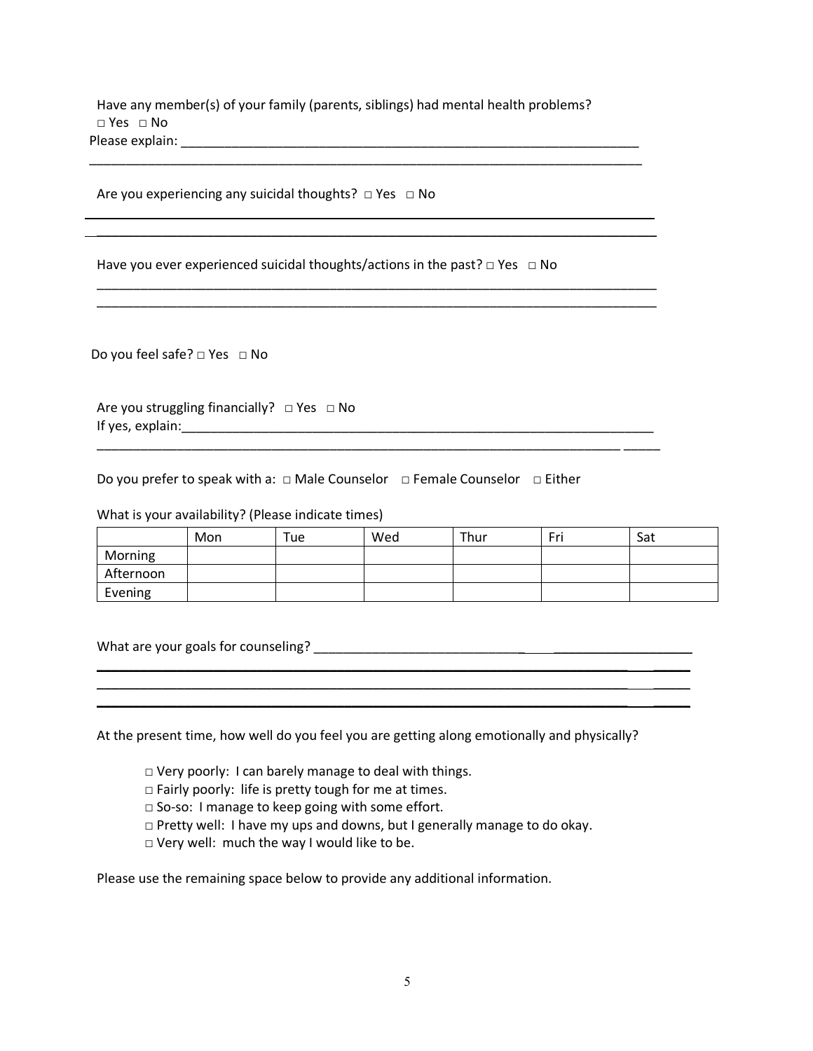Have any member(s) of your family (parents, siblings) had mental health problems?
□ Yes □ No
Please explain: ___________________________________________________________________
________________________________________________________________________________

Are you experiencing any suicidal thoughts? □ Yes □ No

________________________________________________________________________________
________________________________________________________________________________

Have you ever experienced suicidal thoughts/actions in the past? □ Yes □ No

________________________________________________________________________________
________________________________________________________________________________

Do you feel safe? □ Yes □ No

Are you struggling financially? □ Yes □ No
If yes, explain:____________________________________________________________________
________________________________________________________________________________

Do you prefer to speak with a: □ Male Counselor □ Female Counselor □ Either

What is your availability? (Please indicate times)

| | Mon | Tue | Wed | Thur | Fri | Sat |
|---|---|---|---|---|---|---|
| Morning | | | | | | |
| Afternoon | | | | | | |
| Evening | | | | | | |

What are your goals for counseling? ______________________________________________
________________________________________________________________________________
________________________________________________________________________________
________________________________________________________________________________

At the present time, how well do you feel you are getting along emotionally and physically?

□ Very poorly: I can barely manage to deal with things.
□ Fairly poorly: life is pretty tough for me at times.
□ So-so: I manage to keep going with some effort.
□ Pretty well: I have my ups and downs, but I generally manage to do okay.
□ Very well: much the way I would like to be.

Please use the remaining space below to provide any additional information.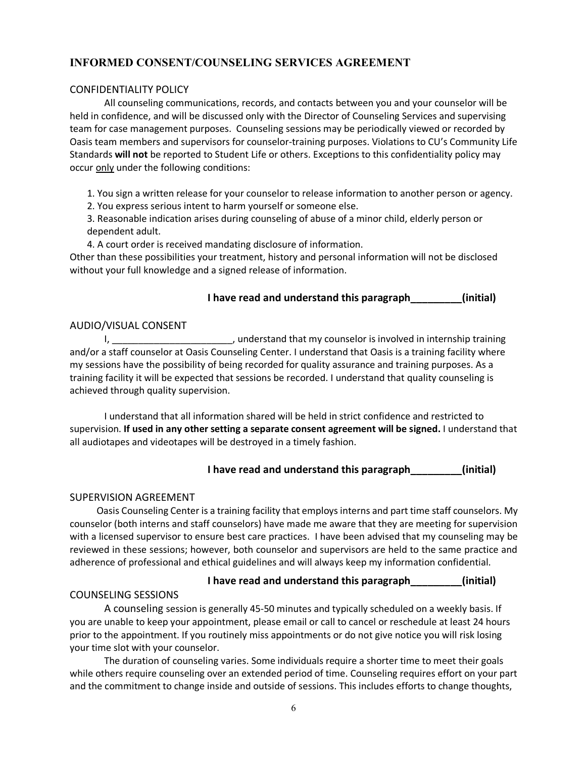## INFORMED CONSENT/COUNSELING SERVICES AGREEMENT

### CONFIDENTIALITY POLICY

All counseling communications, records, and contacts between you and your counselor will be held in confidence, and will be discussed only with the Director of Counseling Services and supervising team for case management purposes. Counseling sessions may be periodically viewed or recorded by Oasis team members and supervisors for counselor-training purposes. Violations to CU's Community Life Standards **will not** be reported to Student Life or others. Exceptions to this confidentiality policy may occur <u>only</u> under the following conditions:

1. You sign a written release for your counselor to release information to another person or agency.
2. You express serious intent to harm yourself or someone else.
3. Reasonable indication arises during counseling of abuse of a minor child, elderly person or dependent adult.
4. A court order is received mandating disclosure of information.

Other than these possibilities your treatment, history and personal information will not be disclosed without your full knowledge and a signed release of information.

**I have read and understand this paragraph_________(initial)**

### AUDIO/VISUAL CONSENT

I, _______________________, understand that my counselor is involved in internship training and/or a staff counselor at Oasis Counseling Center. I understand that Oasis is a training facility where my sessions have the possibility of being recorded for quality assurance and training purposes. As a training facility it will be expected that sessions be recorded. I understand that quality counseling is achieved through quality supervision.

I understand that all information shared will be held in strict confidence and restricted to supervision. **If used in any other setting a separate consent agreement will be signed.** I understand that all audiotapes and videotapes will be destroyed in a timely fashion.

**I have read and understand this paragraph_________(initial)**

### SUPERVISION AGREEMENT

Oasis Counseling Center is a training facility that employs interns and part time staff counselors. My counselor (both interns and staff counselors) have made me aware that they are meeting for supervision with a licensed supervisor to ensure best care practices. I have been advised that my counseling may be reviewed in these sessions; however, both counselor and supervisors are held to the same practice and adherence of professional and ethical guidelines and will always keep my information confidential.

**I have read and understand this paragraph_________(initial)**

### COUNSELING SESSIONS

A counseling session is generally 45-50 minutes and typically scheduled on a weekly basis. If you are unable to keep your appointment, please email or call to cancel or reschedule at least 24 hours prior to the appointment. If you routinely miss appointments or do not give notice you will risk losing your time slot with your counselor.

The duration of counseling varies. Some individuals require a shorter time to meet their goals while others require counseling over an extended period of time. Counseling requires effort on your part and the commitment to change inside and outside of sessions. This includes efforts to change thoughts,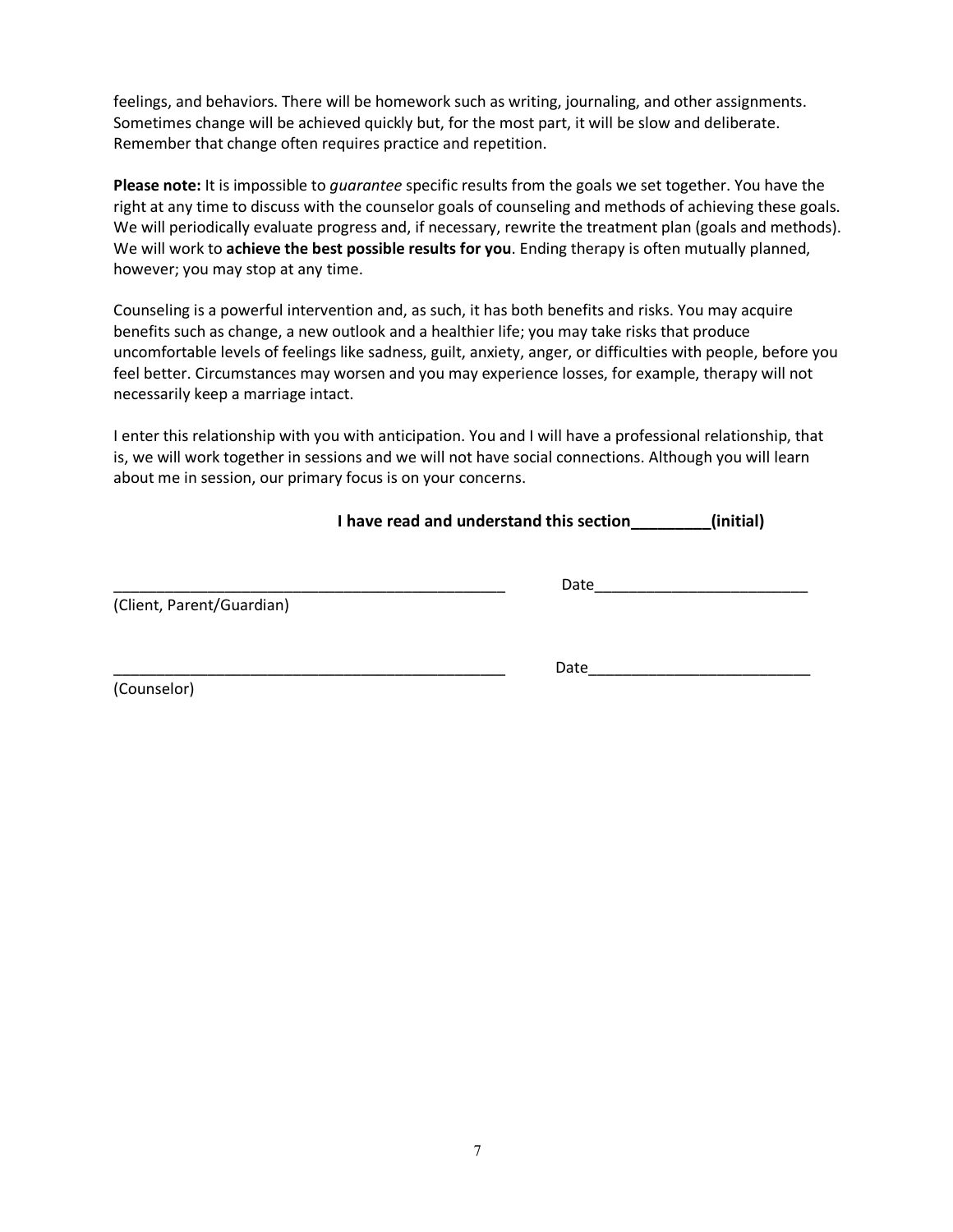feelings, and behaviors. There will be homework such as writing, journaling, and other assignments. Sometimes change will be achieved quickly but, for the most part, it will be slow and deliberate. Remember that change often requires practice and repetition.

**Please note:** It is impossible to *guarantee* specific results from the goals we set together. You have the right at any time to discuss with the counselor goals of counseling and methods of achieving these goals. We will periodically evaluate progress and, if necessary, rewrite the treatment plan (goals and methods). We will work to **achieve the best possible results for you**. Ending therapy is often mutually planned, however; you may stop at any time.

Counseling is a powerful intervention and, as such, it has both benefits and risks. You may acquire benefits such as change, a new outlook and a healthier life; you may take risks that produce uncomfortable levels of feelings like sadness, guilt, anxiety, anger, or difficulties with people, before you feel better. Circumstances may worsen and you may experience losses, for example, therapy will not necessarily keep a marriage intact.

I enter this relationship with you with anticipation. You and I will have a professional relationship, that is, we will work together in sessions and we will not have social connections. Although you will learn about me in session, our primary focus is on your concerns.

**I have read and understand this section_________(initial)**

_______________________________________________ Date_________________________

(Client, Parent/Guardian)

_______________________________________________ Date__________________________

(Counselor)